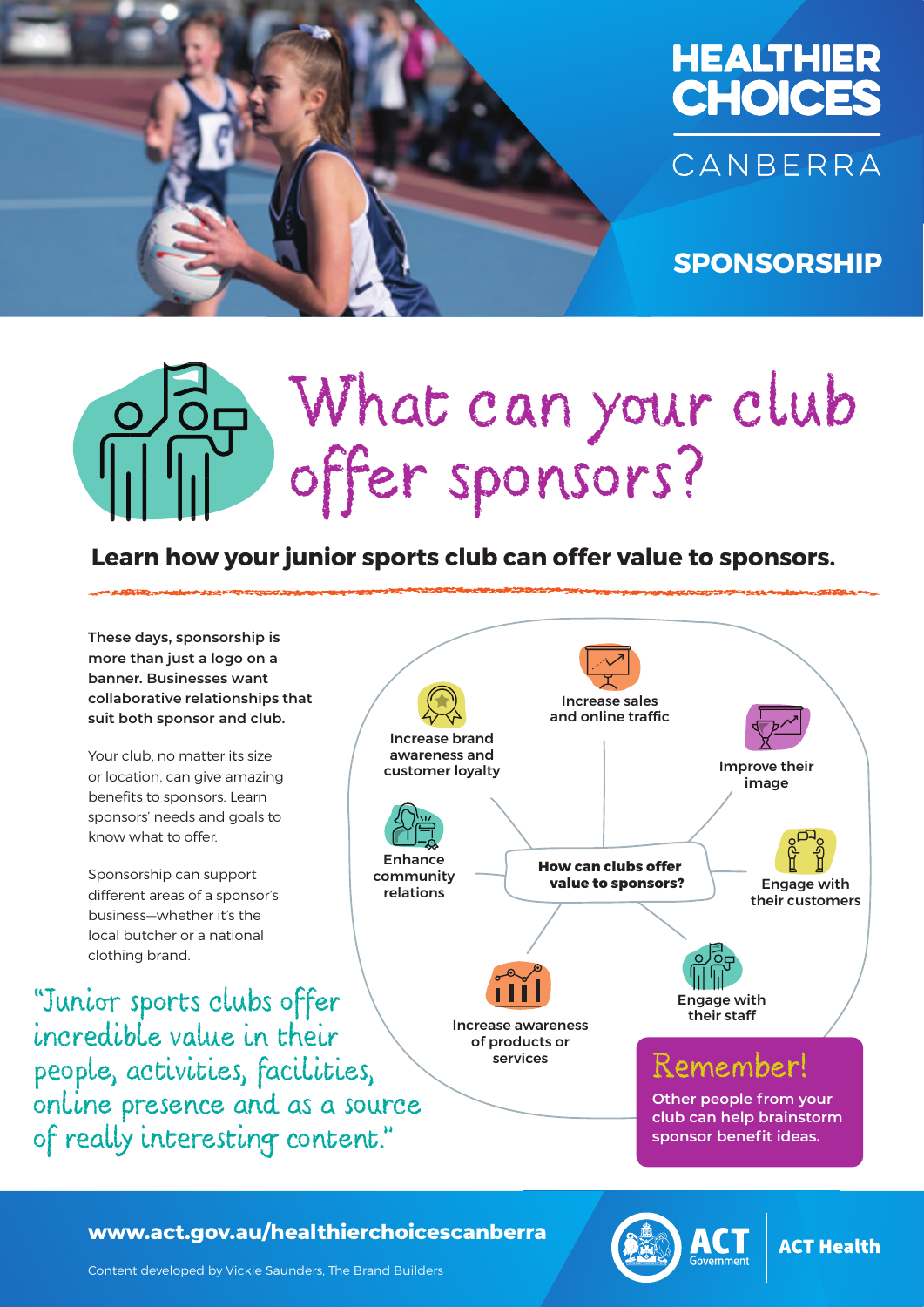# HEALTHIER CHOICES CANBERRA

## SPONSORSHIP

# What can your club offer sponsors?

**Learn how your junior sports club can offer value to sponsors.**

**These days, sponsorship is more than just a logo on a banner. Businesses want collaborative relationships that suit both sponsor and club.**

Your club, no matter its size or location, can give amazing benefits to sponsors. Learn sponsors' needs and goals to know what to offer.

Sponsorship can support different areas of a sponsor's business—whether it's the local butcher or a national clothing brand.

*"Junior sports clubs offer incredible value in their people, activities, facilities, online presence and as a source of really interesting content."*

**How can clubs offer value to sponsors?**

- Increase sales and online traffic
- Improve their image
- Engage with their customers
- Engage with their staff
- Increase awareness of products or services
- Enhance community relations
- Increase brand awareness and customer loyalty

### Remember!

Other people from your club can help brainstorm sponsor benefit ideas.

**www.act.gov.au/healthierchoicescanberra**

Content developed by Vickie Saunders, The Brand Builders

ACT Government | ACT Health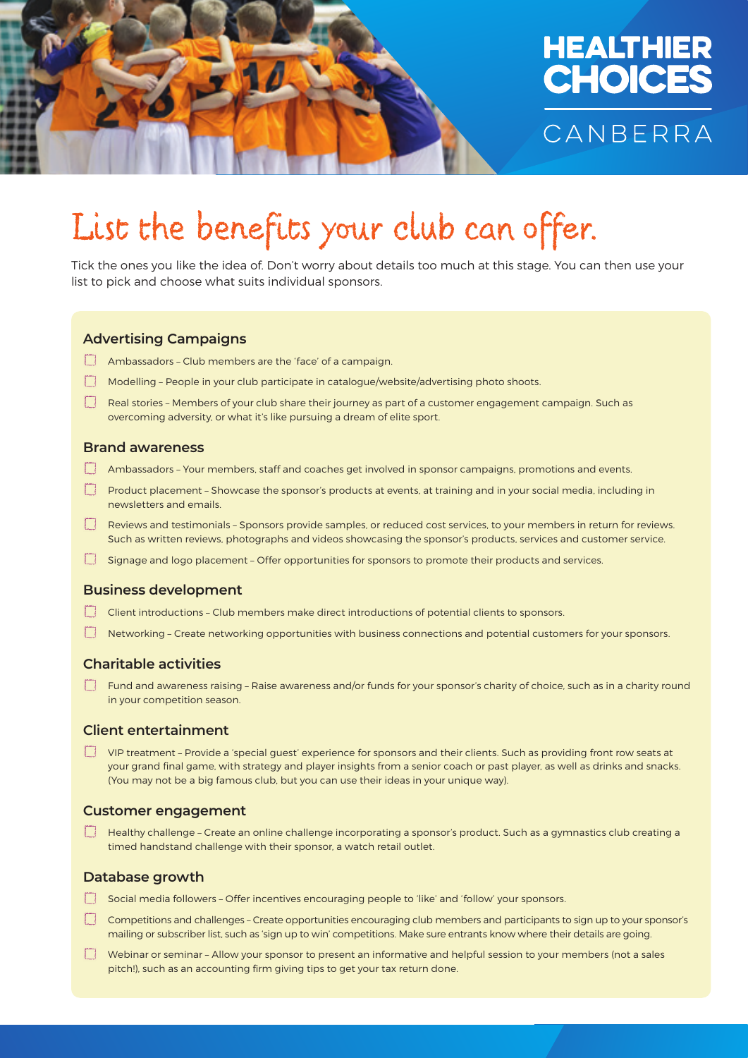# List the benefits your club can offer.

Tick the ones you like the idea of. Don't worry about details too much at this stage. You can then use your list to pick and choose what suits individual sponsors.

## Advertising Campaigns

- [ ] Ambassadors – Club members are the 'face' of a campaign.
- [ ] Modelling – People in your club participate in catalogue/website/advertising photo shoots.
- [ ] Real stories – Members of your club share their journey as part of a customer engagement campaign. Such as overcoming adversity, or what it's like pursuing a dream of elite sport.

## Brand awareness

- [ ] Ambassadors – Your members, staff and coaches get involved in sponsor campaigns, promotions and events.
- [ ] Product placement – Showcase the sponsor's products at events, at training and in your social media, including in newsletters and emails.
- [ ] Reviews and testimonials – Sponsors provide samples, or reduced cost services, to your members in return for reviews. Such as written reviews, photographs and videos showcasing the sponsor's products, services and customer service.
- [ ] Signage and logo placement – Offer opportunities for sponsors to promote their products and services.

## Business development

- [ ] Client introductions – Club members make direct introductions of potential clients to sponsors.
- [ ] Networking – Create networking opportunities with business connections and potential customers for your sponsors.

## Charitable activities

- [ ] Fund and awareness raising – Raise awareness and/or funds for your sponsor's charity of choice, such as in a charity round in your competition season.

## Client entertainment

- [ ] VIP treatment – Provide a 'special guest' experience for sponsors and their clients. Such as providing front row seats at your grand final game, with strategy and player insights from a senior coach or past player, as well as drinks and snacks. (You may not be a big famous club, but you can use their ideas in your unique way).

## Customer engagement

- [ ] Healthy challenge – Create an online challenge incorporating a sponsor's product. Such as a gymnastics club creating a timed handstand challenge with their sponsor, a watch retail outlet.

## Database growth

- [ ] Social media followers – Offer incentives encouraging people to 'like' and 'follow' your sponsors.
- [ ] Competitions and challenges – Create opportunities encouraging club members and participants to sign up to your sponsor's mailing or subscriber list, such as 'sign up to win' competitions. Make sure entrants know where their details are going.
- [ ] Webinar or seminar – Allow your sponsor to present an informative and helpful session to your members (not a sales pitch!), such as an accounting firm giving tips to get your tax return done.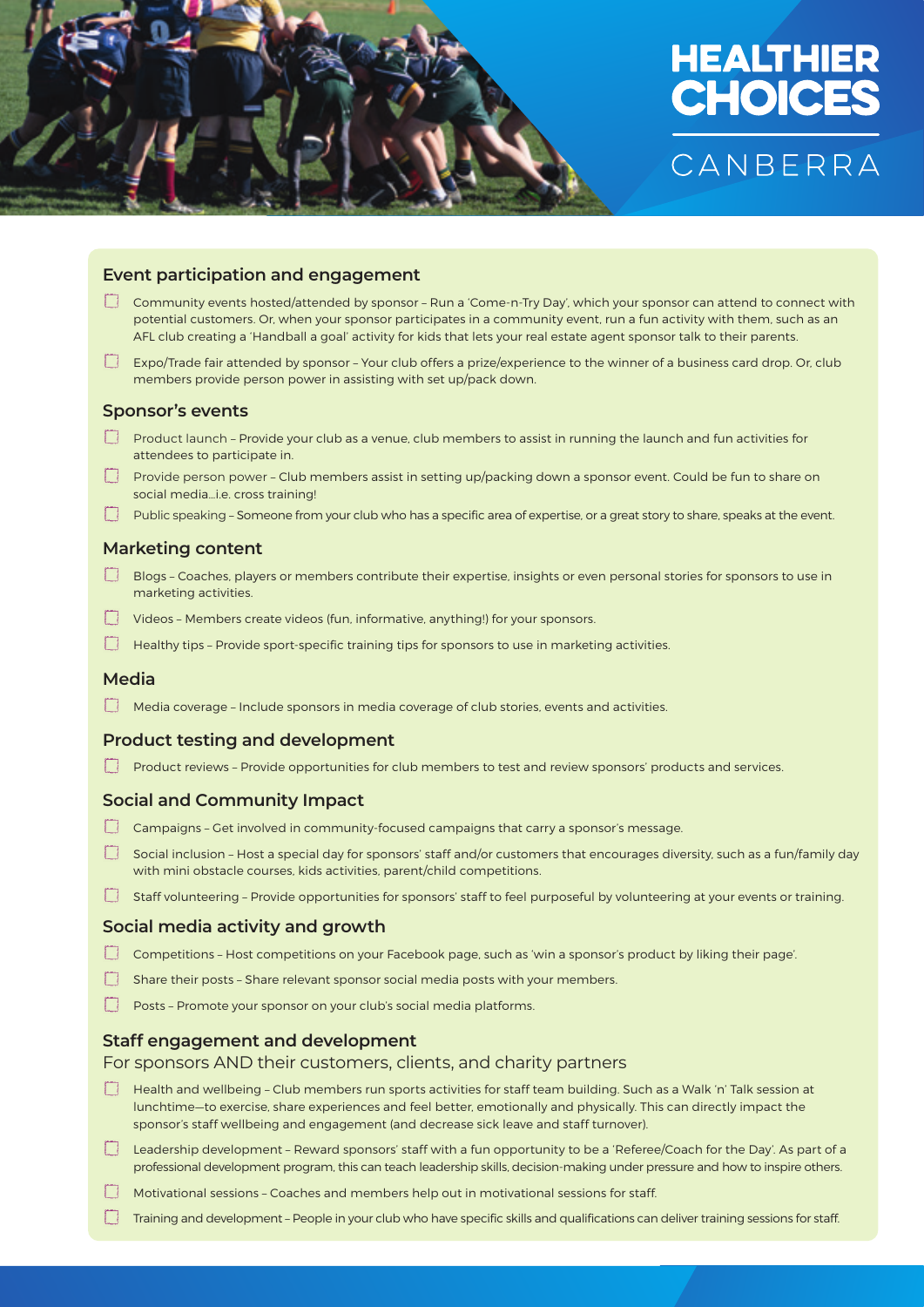## Event participation and engagement

- Community events hosted/attended by sponsor – Run a 'Come-n-Try Day', which your sponsor can attend to connect with potential customers. Or, when your sponsor participates in a community event, run a fun activity with them, such as an AFL club creating a 'Handball a goal' activity for kids that lets your real estate agent sponsor talk to their parents.
- Expo/Trade fair attended by sponsor – Your club offers a prize/experience to the winner of a business card drop. Or, club members provide person power in assisting with set up/pack down.

## Sponsor's events

- Product launch – Provide your club as a venue, club members to assist in running the launch and fun activities for attendees to participate in.
- Provide person power – Club members assist in setting up/packing down a sponsor event. Could be fun to share on social media...i.e. cross training!
- Public speaking – Someone from your club who has a specific area of expertise, or a great story to share, speaks at the event.

## Marketing content

- Blogs – Coaches, players or members contribute their expertise, insights or even personal stories for sponsors to use in marketing activities.
- Videos – Members create videos (fun, informative, anything!) for your sponsors.
- Healthy tips – Provide sport-specific training tips for sponsors to use in marketing activities.

## Media

- Media coverage – Include sponsors in media coverage of club stories, events and activities.

## Product testing and development

- Product reviews – Provide opportunities for club members to test and review sponsors' products and services.

## Social and Community Impact

- Campaigns – Get involved in community-focused campaigns that carry a sponsor's message.
- Social inclusion – Host a special day for sponsors' staff and/or customers that encourages diversity, such as a fun/family day with mini obstacle courses, kids activities, parent/child competitions.
- Staff volunteering – Provide opportunities for sponsors' staff to feel purposeful by volunteering at your events or training.

## Social media activity and growth

- Competitions – Host competitions on your Facebook page, such as 'win a sponsor's product by liking their page'.
- Share their posts – Share relevant sponsor social media posts with your members.
- Posts – Promote your sponsor on your club's social media platforms.

## Staff engagement and development

For sponsors AND their customers, clients, and charity partners

- Health and wellbeing – Club members run sports activities for staff team building. Such as a Walk 'n' Talk session at lunchtime—to exercise, share experiences and feel better, emotionally and physically. This can directly impact the sponsor's staff wellbeing and engagement (and decrease sick leave and staff turnover).
- Leadership development – Reward sponsors' staff with a fun opportunity to be a 'Referee/Coach for the Day'. As part of a professional development program, this can teach leadership skills, decision-making under pressure and how to inspire others.
- Motivational sessions – Coaches and members help out in motivational sessions for staff.
- Training and development – People in your club who have specific skills and qualifications can deliver training sessions for staff.